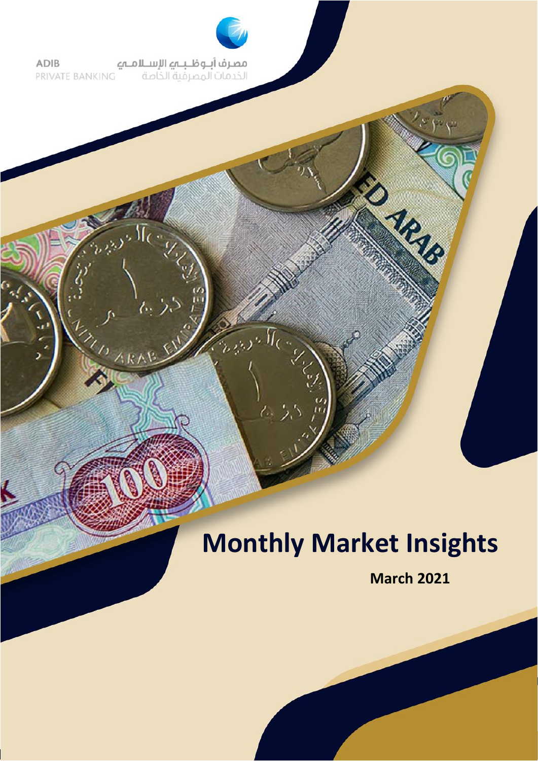ADIB
PRIVATE BANKING

مصرف أبـوظـبـي الإسـلامـي
الخدمات المصرفية الخاصة

# Monthly Market Insights

**March 2021**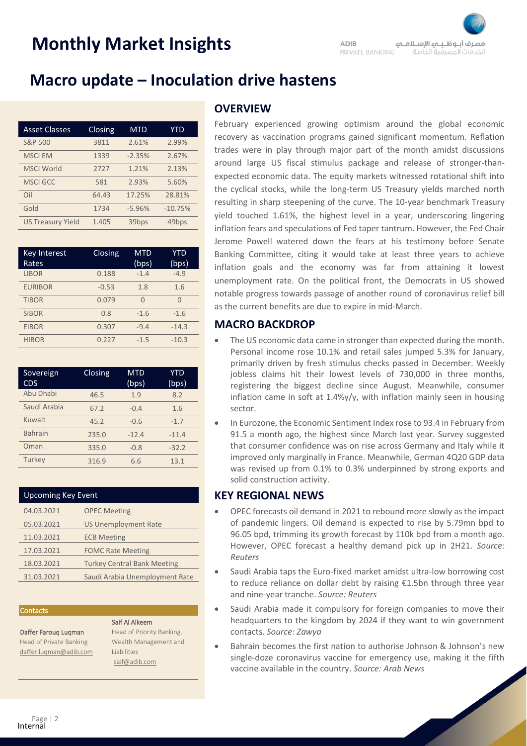# Monthly Market Insights

## Macro update – Inoculation drive hastens

| Asset Classes | Closing | MTD | YTD |
|---|---|---|---|
| S&P 500 | 3811 | 2.61% | 2.99% |
| MSCI EM | 1339 | -2.35% | 2.67% |
| MSCI World | 2727 | 1.21% | 2.13% |
| MSCI GCC | 581 | 2.93% | 5.60% |
| Oil | 64.43 | 17.25% | 28.81% |
| Gold | 1734 | -5.96% | -10.75% |
| US Treasury Yield | 1.405 | 39bps | 49bps |

| Key Interest Rates | Closing | MTD (bps) | YTD (bps) |
|---|---|---|---|
| LIBOR | 0.188 | -1.4 | -4.9 |
| EURIBOR | -0.53 | 1.8 | 1.6 |
| TIBOR | 0.079 | 0 | 0 |
| SIBOR | 0.8 | -1.6 | -1.6 |
| EIBOR | 0.307 | -9.4 | -14.3 |
| HIBOR | 0.227 | -1.5 | -10.3 |

| Sovereign CDS | Closing | MTD (bps) | YTD (bps) |
|---|---|---|---|
| Abu Dhabi | 46.5 | 1.9 | 8.2 |
| Saudi Arabia | 67.2 | -0.4 | 1.6 |
| Kuwait | 45.2 | -0.6 | -1.7 |
| Bahrain | 235.0 | -12.4 | -11.4 |
| Oman | 335.0 | -0.8 | -32.2 |
| Turkey | 316.9 | 6.6 | 13.1 |

| Upcoming Key Event | |
|---|---|
| 04.03.2021 | OPEC Meeting |
| 05.03.2021 | US Unemployment Rate |
| 11.03.2021 | ECB Meeting |
| 17.03.2021 | FOMC Rate Meeting |
| 18.03.2021 | Turkey Central Bank Meeting |
| 31.03.2021 | Saudi Arabia Unemployment Rate |

**Contacts**

**Daffer Farouq Luqman**
Head of Private Banking
daffer.luqman@adib.com

**Saif Al Alkeem**
Head of Priority Banking, Wealth Management and Liabilities
saif@adib.com

### OVERVIEW

February experienced growing optimism around the global economic recovery as vaccination programs gained significant momentum. Reflation trades were in play through major part of the month amidst discussions around large US fiscal stimulus package and release of stronger-than-expected economic data. The equity markets witnessed rotational shift into the cyclical stocks, while the long-term US Treasury yields marched north resulting in sharp steepening of the curve. The 10-year benchmark Treasury yield touched 1.61%, the highest level in a year, underscoring lingering inflation fears and speculations of Fed taper tantrum. However, the Fed Chair Jerome Powell watered down the fears at his testimony before Senate Banking Committee, citing it would take at least three years to achieve inflation goals and the economy was far from attaining it lowest unemployment rate. On the political front, the Democrats in US showed notable progress towards passage of another round of coronavirus relief bill as the current benefits are due to expire in mid-March.

### MACRO BACKDROP

- The US economic data came in stronger than expected during the month. Personal income rose 10.1% and retail sales jumped 5.3% for January, primarily driven by fresh stimulus checks passed in December. Weekly jobless claims hit their lowest levels of 730,000 in three months, registering the biggest decline since August. Meanwhile, consumer inflation came in soft at 1.4%y/y, with inflation mainly seen in housing sector.
- In Eurozone, the Economic Sentiment Index rose to 93.4 in February from 91.5 a month ago, the highest since March last year. Survey suggested that consumer confidence was on rise across Germany and Italy while it improved only marginally in France. Meanwhile, German 4Q20 GDP data was revised up from 0.1% to 0.3% underpinned by strong exports and solid construction activity.

### KEY REGIONAL NEWS

- OPEC forecasts oil demand in 2021 to rebound more slowly as the impact of pandemic lingers. Oil demand is expected to rise by 5.79mn bpd to 96.05 bpd, trimming its growth forecast by 110k bpd from a month ago. However, OPEC forecast a healthy demand pick up in 2H21. *Source: Reuters*
- Saudi Arabia taps the Euro-fixed market amidst ultra-low borrowing cost to reduce reliance on dollar debt by raising €1.5bn through three year and nine-year tranche. *Source: Reuters*
- Saudi Arabia made it compulsory for foreign companies to move their headquarters to the kingdom by 2024 if they want to win government contacts. *Source: Zawya*
- Bahrain becomes the first nation to authorise Johnson & Johnson's new single-doze coronavirus vaccine for emergency use, making it the fifth vaccine available in the country. *Source: Arab News*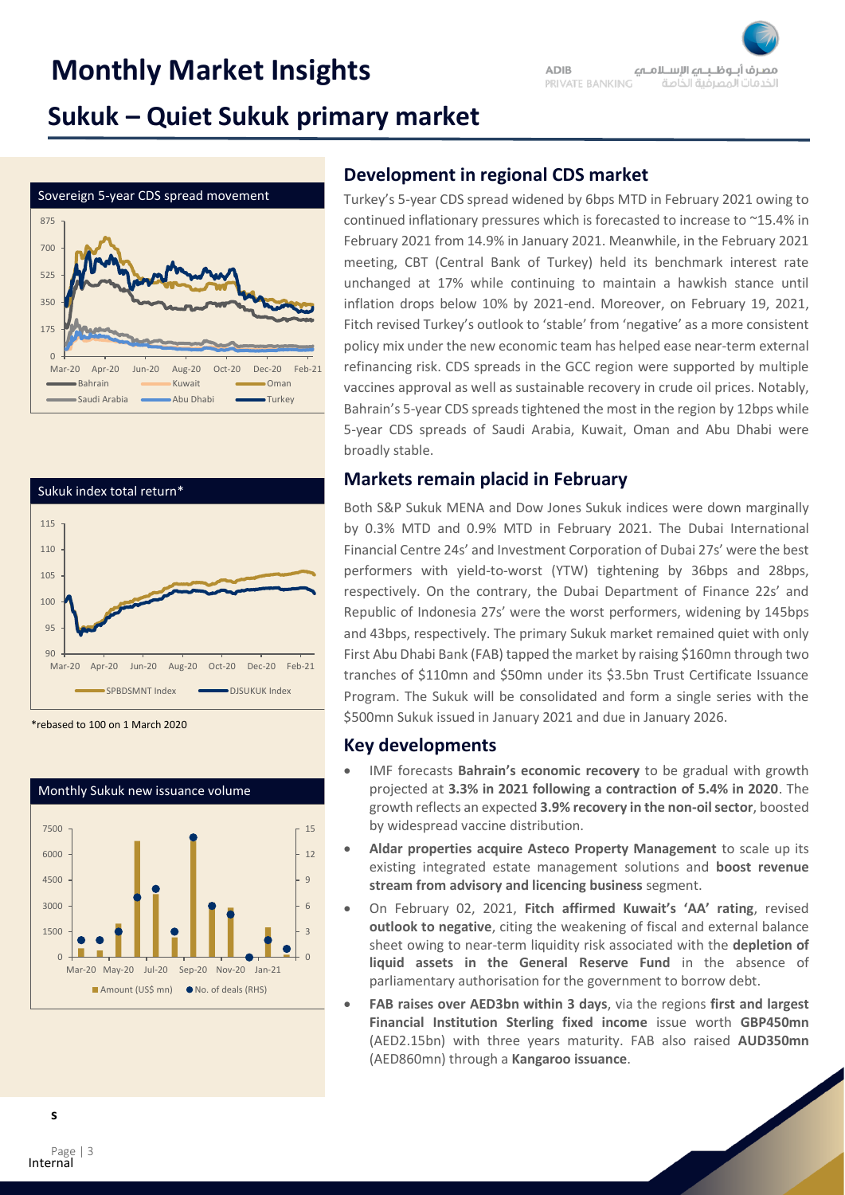# Monthly Market Insights

## Sukuk – Quiet Sukuk primary market

Sovereign 5-year CDS spread movement

Sukuk index total return*

*rebased to 100 on 1 March 2020

Monthly Sukuk new issuance volume

### Development in regional CDS market

Turkey's 5-year CDS spread widened by 6bps MTD in February 2021 owing to continued inflationary pressures which is forecasted to increase to ~15.4% in February 2021 from 14.9% in January 2021. Meanwhile, in the February 2021 meeting, CBT (Central Bank of Turkey) held its benchmark interest rate unchanged at 17% while continuing to maintain a hawkish stance until inflation drops below 10% by 2021-end. Moreover, on February 19, 2021, Fitch revised Turkey's outlook to 'stable' from 'negative' as a more consistent policy mix under the new economic team has helped ease near-term external refinancing risk. CDS spreads in the GCC region were supported by multiple vaccines approval as well as sustainable recovery in crude oil prices. Notably, Bahrain's 5-year CDS spreads tightened the most in the region by 12bps while 5-year CDS spreads of Saudi Arabia, Kuwait, Oman and Abu Dhabi were broadly stable.

### Markets remain placid in February

Both S&P Sukuk MENA and Dow Jones Sukuk indices were down marginally by 0.3% MTD and 0.9% MTD in February 2021. The Dubai International Financial Centre 24s' and Investment Corporation of Dubai 27s' were the best performers with yield-to-worst (YTW) tightening by 36bps and 28bps, respectively. On the contrary, the Dubai Department of Finance 22s' and Republic of Indonesia 27s' were the worst performers, widening by 145bps and 43bps, respectively. The primary Sukuk market remained quiet with only First Abu Dhabi Bank (FAB) tapped the market by raising $160mn through two tranches of $110mn and $50mn under its $3.5bn Trust Certificate Issuance Program. The Sukuk will be consolidated and form a single series with the $500mn Sukuk issued in January 2021 and due in January 2026.

### Key developments

- IMF forecasts **Bahrain's economic recovery** to be gradual with growth projected at **3.3% in 2021 following a contraction of 5.4% in 2020**. The growth reflects an expected **3.9% recovery in the non-oil sector**, boosted by widespread vaccine distribution.
- **Aldar properties acquire Asteco Property Management** to scale up its existing integrated estate management solutions and **boost revenue stream from advisory and licencing business** segment.
- On February 02, 2021, **Fitch affirmed Kuwait's 'AA' rating**, revised **outlook to negative**, citing the weakening of fiscal and external balance sheet owing to near-term liquidity risk associated with the **depletion of liquid assets in the General Reserve Fund** in the absence of parliamentary authorisation for the government to borrow debt.
- **FAB raises over AED3bn within 3 days**, via the regions **first and largest Financial Institution Sterling fixed income** issue worth **GBP450mn** (AED2.15bn) with three years maturity. FAB also raised **AUD350mn** (AED860mn) through a **Kangaroo issuance**.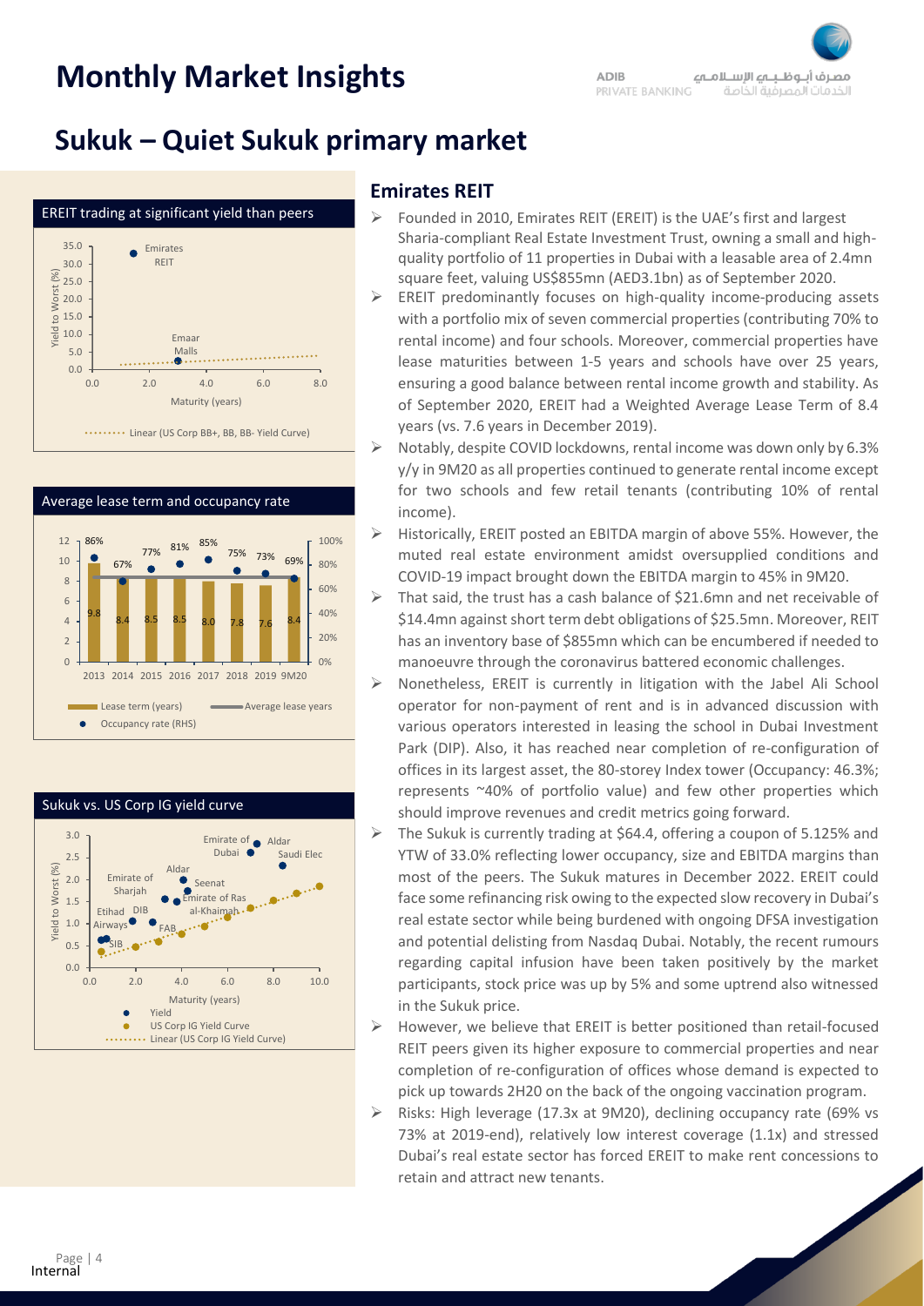# Monthly Market Insights

## Sukuk – Quiet Sukuk primary market

EREIT trading at significant yield than peers

Average lease term and occupancy rate

Sukuk vs. US Corp IG yield curve

### Emirates REIT

- Founded in 2010, Emirates REIT (EREIT) is the UAE's first and largest Sharia-compliant Real Estate Investment Trust, owning a small and high-quality portfolio of 11 properties in Dubai with a leasable area of 2.4mn square feet, valuing US$855mn (AED3.1bn) as of September 2020.
- EREIT predominantly focuses on high-quality income-producing assets with a portfolio mix of seven commercial properties (contributing 70% to rental income) and four schools. Moreover, commercial properties have lease maturities between 1-5 years and schools have over 25 years, ensuring a good balance between rental income growth and stability. As of September 2020, EREIT had a Weighted Average Lease Term of 8.4 years (vs. 7.6 years in December 2019).
- Notably, despite COVID lockdowns, rental income was down only by 6.3% y/y in 9M20 as all properties continued to generate rental income except for two schools and few retail tenants (contributing 10% of rental income).
- Historically, EREIT posted an EBITDA margin of above 55%. However, the muted real estate environment amidst oversupplied conditions and COVID-19 impact brought down the EBITDA margin to 45% in 9M20.
- That said, the trust has a cash balance of $21.6mn and net receivable of $14.4mn against short term debt obligations of $25.5mn. Moreover, REIT has an inventory base of $855mn which can be encumbered if needed to manoeuvre through the coronavirus battered economic challenges.
- Nonetheless, EREIT is currently in litigation with the Jabel Ali School operator for non-payment of rent and is in advanced discussion with various operators interested in leasing the school in Dubai Investment Park (DIP). Also, it has reached near completion of re-configuration of offices in its largest asset, the 80-storey Index tower (Occupancy: 46.3%; represents ~40% of portfolio value) and few other properties which should improve revenues and credit metrics going forward.
- The Sukuk is currently trading at $64.4, offering a coupon of 5.125% and YTW of 33.0% reflecting lower occupancy, size and EBITDA margins than most of the peers. The Sukuk matures in December 2022. EREIT could face some refinancing risk owing to the expected slow recovery in Dubai's real estate sector while being burdened with ongoing DFSA investigation and potential delisting from Nasdaq Dubai. Notably, the recent rumours regarding capital infusion have been taken positively by the market participants, stock price was up by 5% and some uptrend also witnessed in the Sukuk price.
- However, we believe that EREIT is better positioned than retail-focused REIT peers given its higher exposure to commercial properties and near completion of re-configuration of offices whose demand is expected to pick up towards 2H20 on the back of the ongoing vaccination program.
- Risks: High leverage (17.3x at 9M20), declining occupancy rate (69% vs 73% at 2019-end), relatively low interest coverage (1.1x) and stressed Dubai's real estate sector has forced EREIT to make rent concessions to retain and attract new tenants.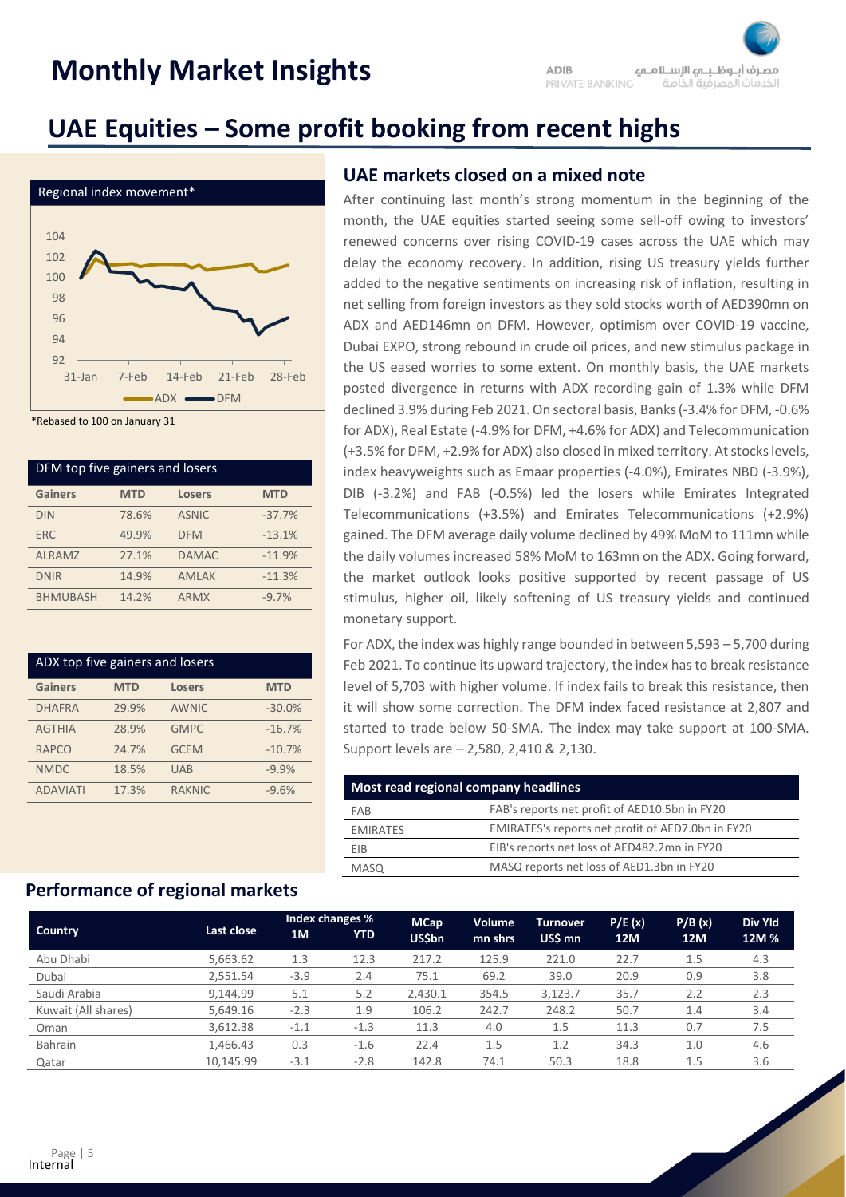# Monthly Market Insights

## UAE Equities – Some profit booking from recent highs

Regional index movement*

*Rebased to 100 on January 31

| DFM top five gainers and losers | | | |
|---|---|---|---|
| **Gainers** | **MTD** | **Losers** | **MTD** |
| DIN | 78.6% | ASNIC | -37.7% |
| ERC | 49.9% | DFM | -13.1% |
| ALRAMZ | 27.1% | DAMAC | -11.9% |
| DNIR | 14.9% | AMLAK | -11.3% |
| BHMUBASH | 14.2% | ARMX | -9.7% |

| ADX top five gainers and losers | | | |
|---|---|---|---|
| **Gainers** | **MTD** | **Losers** | **MTD** |
| DHAFRA | 29.9% | AWNIC | -30.0% |
| AGTHIA | 28.9% | GMPC | -16.7% |
| RAPCO | 24.7% | GCEM | -10.7% |
| NMDC | 18.5% | UAB | -9.9% |
| ADAVIATI | 17.3% | RAKNIC | -9.6% |

### UAE markets closed on a mixed note

After continuing last month's strong momentum in the beginning of the month, the UAE equities started seeing some sell-off owing to investors' renewed concerns over rising COVID-19 cases across the UAE which may delay the economy recovery. In addition, rising US treasury yields further added to the negative sentiments on increasing risk of inflation, resulting in net selling from foreign investors as they sold stocks worth of AED390mn on ADX and AED146mn on DFM. However, optimism over COVID-19 vaccine, Dubai EXPO, strong rebound in crude oil prices, and new stimulus package in the US eased worries to some extent. On monthly basis, the UAE markets posted divergence in returns with ADX recording gain of 1.3% while DFM declined 3.9% during Feb 2021. On sectoral basis, Banks (-3.4% for DFM, -0.6% for ADX), Real Estate (-4.9% for DFM, +4.6% for ADX) and Telecommunication (+3.5% for DFM, +2.9% for ADX) also closed in mixed territory. At stocks levels, index heavyweights such as Emaar properties (-4.0%), Emirates NBD (-3.9%), DIB (-3.2%) and FAB (-0.5%) led the losers while Emirates Integrated Telecommunications (+3.5%) and Emirates Telecommunications (+2.9%) gained. The DFM average daily volume declined by 49% MoM to 111mn while the daily volumes increased 58% MoM to 163mn on the ADX. Going forward, the market outlook looks positive supported by recent passage of US stimulus, higher oil, likely softening of US treasury yields and continued monetary support.

For ADX, the index was highly range bounded in between 5,593 – 5,700 during Feb 2021. To continue its upward trajectory, the index has to break resistance level of 5,703 with higher volume. If index fails to break this resistance, then it will show some correction. The DFM index faced resistance at 2,807 and started to trade below 50-SMA. The index may take support at 100-SMA. Support levels are – 2,580, 2,410 & 2,130.

| Most read regional company headlines | |
|---|---|
| FAB | FAB's reports net profit of AED10.5bn in FY20 |
| EMIRATES | EMIRATES's reports net profit of AED7.0bn in FY20 |
| EIB | EIB's reports net loss of AED482.2mn in FY20 |
| MASQ | MASQ reports net loss of AED1.3bn in FY20 |

### Performance of regional markets

| Country | Last close | Index changes % | | MCap US$bn | Volume mn shrs | Turnover US$ mn | P/E (x) 12M | P/B (x) 12M | Div Yld 12M % |
|---|---|---|---|---|---|---|---|---|---|
| | | 1M | YTD | | | | | | |
| Abu Dhabi | 5,663.62 | 1.3 | 12.3 | 217.2 | 125.9 | 221.0 | 22.7 | 1.5 | 4.3 |
| Dubai | 2,551.54 | -3.9 | 2.4 | 75.1 | 69.2 | 39.0 | 20.9 | 0.9 | 3.8 |
| Saudi Arabia | 9,144.99 | 5.1 | 5.2 | 2,430.1 | 354.5 | 3,123.7 | 35.7 | 2.2 | 2.3 |
| Kuwait (All shares) | 5,649.16 | -2.3 | 1.9 | 106.2 | 242.7 | 248.2 | 50.7 | 1.4 | 3.4 |
| Oman | 3,612.38 | -1.1 | -1.3 | 11.3 | 4.0 | 1.5 | 11.3 | 0.7 | 7.5 |
| Bahrain | 1,466.43 | 0.3 | -1.6 | 22.4 | 1.5 | 1.2 | 34.3 | 1.0 | 4.6 |
| Qatar | 10,145.99 | -3.1 | -2.8 | 142.8 | 74.1 | 50.3 | 18.8 | 1.5 | 3.6 |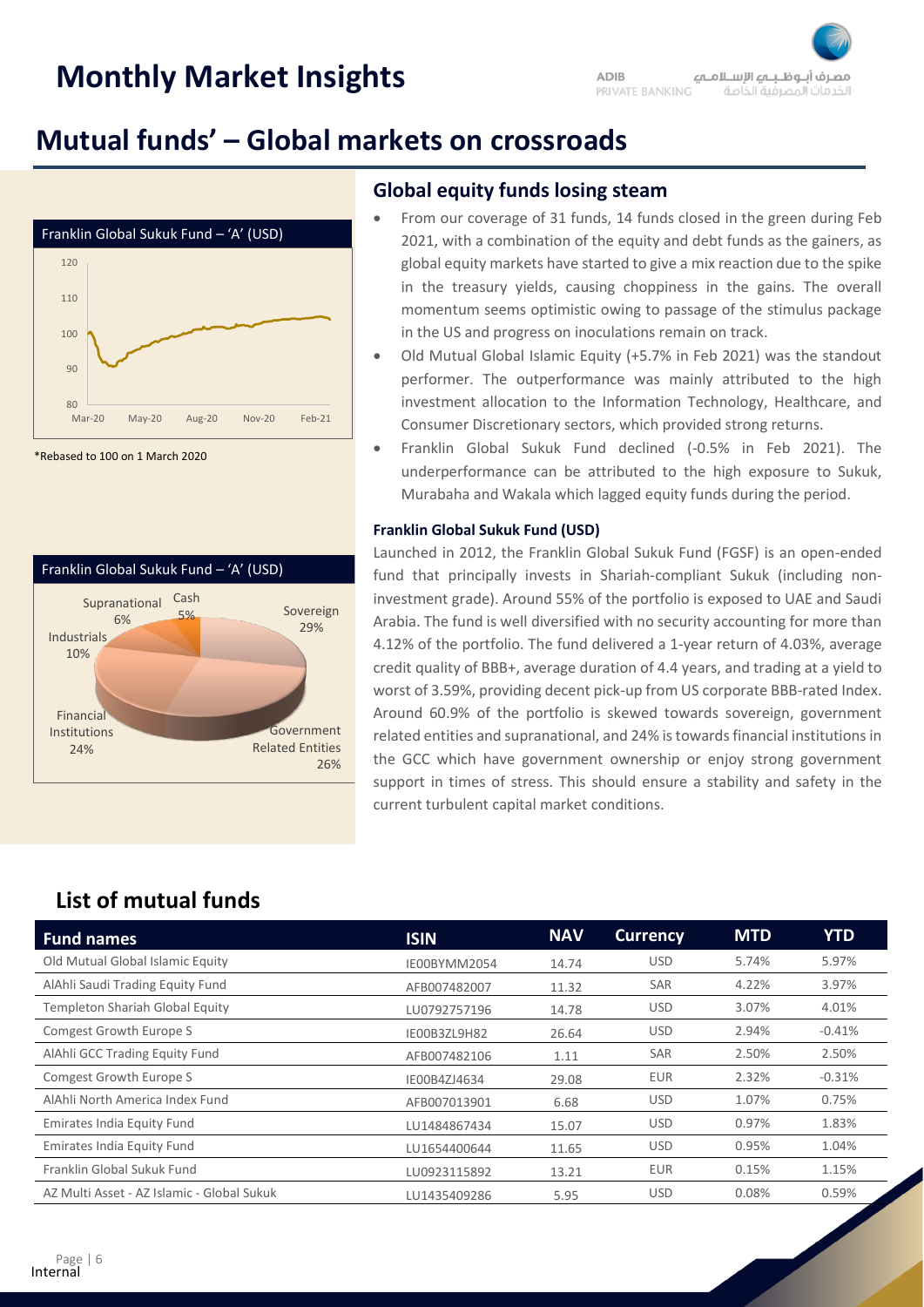# Mutual funds' – Global markets on crossroads

Franklin Global Sukuk Fund – 'A' (USD)

*Rebased to 100 on 1 March 2020

Franklin Global Sukuk Fund – 'A' (USD)

| Sector | Share |
|---|---|
| Sovereign | 29% |
| Government Related Entities | 26% |
| Financial Institutions | 24% |
| Industrials | 10% |
| Supranational | 6% |
| Cash | 5% |

## Global equity funds losing steam

- From our coverage of 31 funds, 14 funds closed in the green during Feb 2021, with a combination of the equity and debt funds as the gainers, as global equity markets have started to give a mix reaction due to the spike in the treasury yields, causing choppiness in the gains. The overall momentum seems optimistic owing to passage of the stimulus package in the US and progress on inoculations remain on track.
- Old Mutual Global Islamic Equity (+5.7% in Feb 2021) was the standout performer. The outperformance was mainly attributed to the high investment allocation to the Information Technology, Healthcare, and Consumer Discretionary sectors, which provided strong returns.
- Franklin Global Sukuk Fund declined (-0.5% in Feb 2021). The underperformance can be attributed to the high exposure to Sukuk, Murabaha and Wakala which lagged equity funds during the period.

**Franklin Global Sukuk Fund (USD)**

Launched in 2012, the Franklin Global Sukuk Fund (FGSF) is an open-ended fund that principally invests in Shariah-compliant Sukuk (including non-investment grade). Around 55% of the portfolio is exposed to UAE and Saudi Arabia. The fund is well diversified with no security accounting for more than 4.12% of the portfolio. The fund delivered a 1-year return of 4.03%, average credit quality of BBB+, average duration of 4.4 years, and trading at a yield to worst of 3.59%, providing decent pick-up from US corporate BBB-rated Index. Around 60.9% of the portfolio is skewed towards sovereign, government related entities and supranational, and 24% is towards financial institutions in the GCC which have government ownership or enjoy strong government support in times of stress. This should ensure a stability and safety in the current turbulent capital market conditions.

## List of mutual funds

| Fund names | ISIN | NAV | Currency | MTD | YTD |
|---|---|---|---|---|---|
| Old Mutual Global Islamic Equity | IE00BYMM2054 | 14.74 | USD | 5.74% | 5.97% |
| AlAhli Saudi Trading Equity Fund | AFB007482007 | 11.32 | SAR | 4.22% | 3.97% |
| Templeton Shariah Global Equity | LU0792757196 | 14.78 | USD | 3.07% | 4.01% |
| Comgest Growth Europe S | IE00B3ZL9H82 | 26.64 | USD | 2.94% | -0.41% |
| AlAhli GCC Trading Equity Fund | AFB007482106 | 1.11 | SAR | 2.50% | 2.50% |
| Comgest Growth Europe S | IE00B4ZJ4634 | 29.08 | EUR | 2.32% | -0.31% |
| AlAhli North America Index Fund | AFB007013901 | 6.68 | USD | 1.07% | 0.75% |
| Emirates India Equity Fund | LU1484867434 | 15.07 | USD | 0.97% | 1.83% |
| Emirates India Equity Fund | LU1654400644 | 11.65 | USD | 0.95% | 1.04% |
| Franklin Global Sukuk Fund | LU0923115892 | 13.21 | EUR | 0.15% | 1.15% |
| AZ Multi Asset - AZ Islamic - Global Sukuk | LU1435409286 | 5.95 | USD | 0.08% | 0.59% |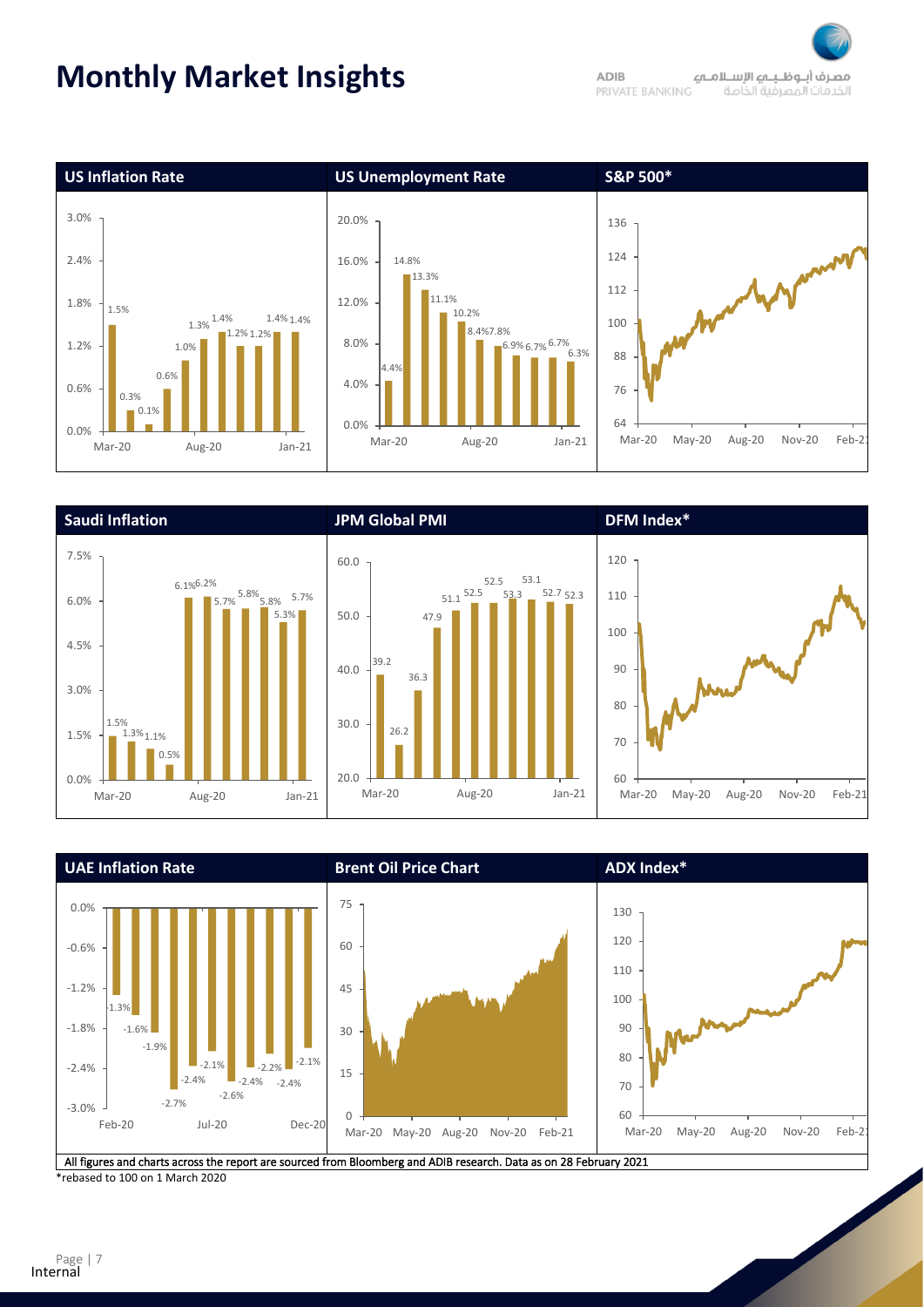# Monthly Market Insights

### US Inflation Rate

| Month | Rate |
|---|---|
| Mar-20 | 1.5% |
| | 0.3% |
| | 0.1% |
| | 0.6% |
| Aug-20 | 1.0% |
| | 1.3% |
| | 1.4% |
| | 1.2% |
| | 1.2% |
| Jan-21 | 1.4% |
| | 1.4% |

### US Unemployment Rate

| Month | Rate |
|---|---|
| Mar-20 | 4.4% |
| | 14.8% |
| | 13.3% |
| | 11.1% |
| | 10.2% |
| Aug-20 | 8.4% |
| | 7.8% |
| | 6.9% |
| | 6.7% |
| | 6.7% |
| Jan-21 | 6.3% |

### S&P 500*

### Saudi Inflation

| Month | Rate |
|---|---|
| Mar-20 | 1.5% |
| | 1.3% |
| | 1.1% |
| | 0.5% |
| Aug-20 | 6.1% |
| | 6.2% |
| | 5.7% |
| | 5.8% |
| | 5.8% |
| | 5.3% |
| Jan-21 | 5.7% |

### JPM Global PMI

| Month | PMI |
|---|---|
| Mar-20 | 39.2 |
| | 26.2 |
| | 36.3 |
| | 47.9 |
| Aug-20 | 51.1 |
| | 52.5 |
| | 52.5 |
| | 53.3 |
| | 53.1 |
| | 52.7 |
| Jan-21 | 52.3 |

### DFM Index*

### UAE Inflation Rate

| Month | Rate |
|---|---|
| Feb-20 | -1.3% |
| | -1.6% |
| | -1.9% |
| | -2.7% |
| | -2.4% |
| Jul-20 | -2.1% |
| | -2.6% |
| | -2.4% |
| | -2.2% |
| | -2.4% |
| Dec-20 | -2.1% |

### Brent Oil Price Chart

### ADX Index*

All figures and charts across the report are sourced from Bloomberg and ADIB research. Data as on 28 February 2021

*rebased to 100 on 1 March 2020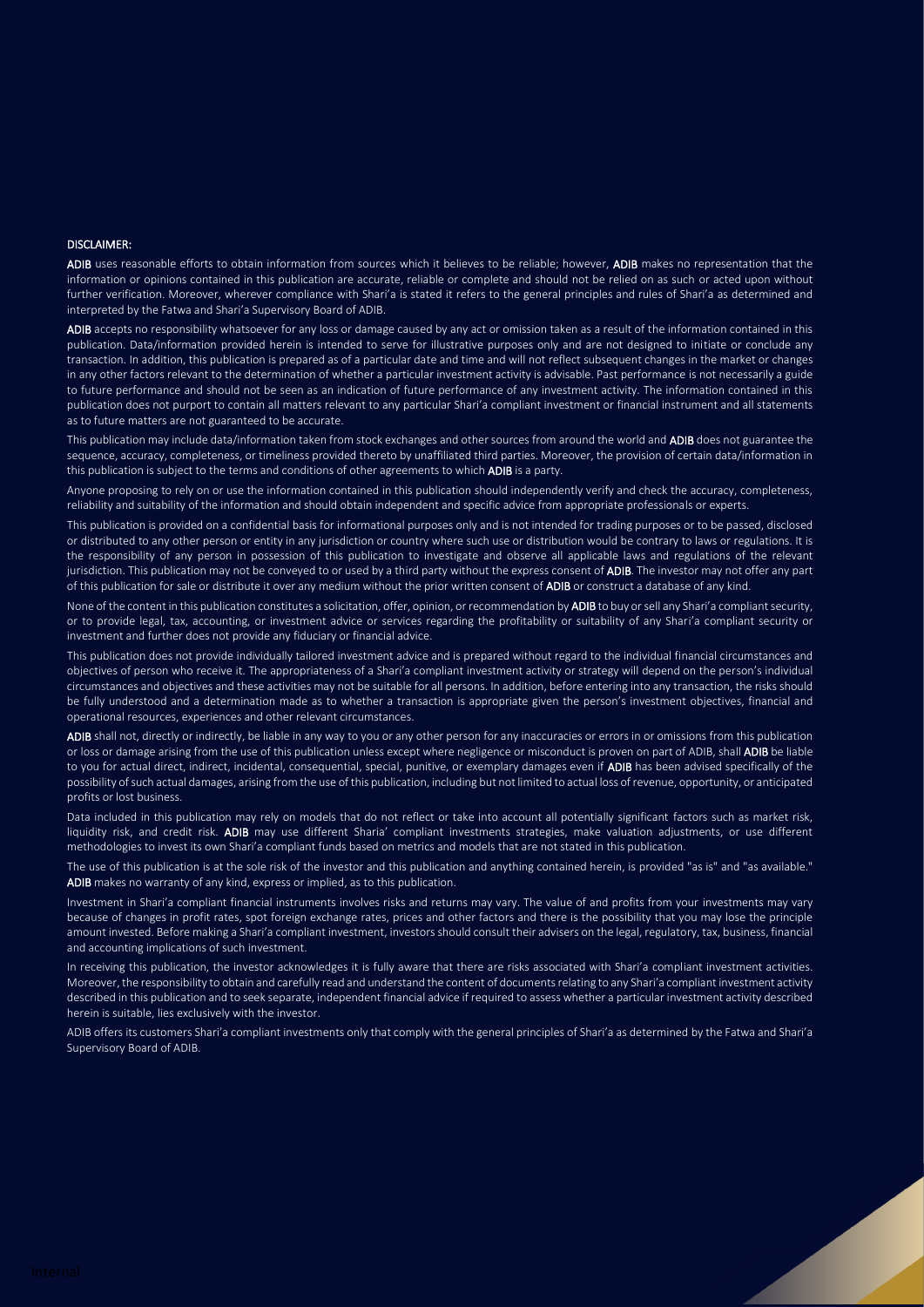DISCLAIMER:

**ADIB** uses reasonable efforts to obtain information from sources which it believes to be reliable; however, **ADIB** makes no representation that the information or opinions contained in this publication are accurate, reliable or complete and should not be relied on as such or acted upon without further verification. Moreover, wherever compliance with Shari'a is stated it refers to the general principles and rules of Shari'a as determined and interpreted by the Fatwa and Shari'a Supervisory Board of ADIB.

**ADIB** accepts no responsibility whatsoever for any loss or damage caused by any act or omission taken as a result of the information contained in this publication. Data/information provided herein is intended to serve for illustrative purposes only and are not designed to initiate or conclude any transaction. In addition, this publication is prepared as of a particular date and time and will not reflect subsequent changes in the market or changes in any other factors relevant to the determination of whether a particular investment activity is advisable. Past performance is not necessarily a guide to future performance and should not be seen as an indication of future performance of any investment activity. The information contained in this publication does not purport to contain all matters relevant to any particular Shari'a compliant investment or financial instrument and all statements as to future matters are not guaranteed to be accurate.

This publication may include data/information taken from stock exchanges and other sources from around the world and **ADIB** does not guarantee the sequence, accuracy, completeness, or timeliness provided thereto by unaffiliated third parties. Moreover, the provision of certain data/information in this publication is subject to the terms and conditions of other agreements to which **ADIB** is a party.

Anyone proposing to rely on or use the information contained in this publication should independently verify and check the accuracy, completeness, reliability and suitability of the information and should obtain independent and specific advice from appropriate professionals or experts.

This publication is provided on a confidential basis for informational purposes only and is not intended for trading purposes or to be passed, disclosed or distributed to any other person or entity in any jurisdiction or country where such use or distribution would be contrary to laws or regulations. It is the responsibility of any person in possession of this publication to investigate and observe all applicable laws and regulations of the relevant jurisdiction. This publication may not be conveyed to or used by a third party without the express consent of **ADIB**. The investor may not offer any part of this publication for sale or distribute it over any medium without the prior written consent of **ADIB** or construct a database of any kind.

None of the content in this publication constitutes a solicitation, offer, opinion, or recommendation by **ADIB** to buy or sell any Shari'a compliant security, or to provide legal, tax, accounting, or investment advice or services regarding the profitability or suitability of any Shari'a compliant security or investment and further does not provide any fiduciary or financial advice.

This publication does not provide individually tailored investment advice and is prepared without regard to the individual financial circumstances and objectives of person who receive it. The appropriateness of a Shari'a compliant investment activity or strategy will depend on the person's individual circumstances and objectives and these activities may not be suitable for all persons. In addition, before entering into any transaction, the risks should be fully understood and a determination made as to whether a transaction is appropriate given the person's investment objectives, financial and operational resources, experiences and other relevant circumstances.

**ADIB** shall not, directly or indirectly, be liable in any way to you or any other person for any inaccuracies or errors in or omissions from this publication or loss or damage arising from the use of this publication unless except where negligence or misconduct is proven on part of ADIB, shall **ADIB** be liable to you for actual direct, indirect, incidental, consequential, special, punitive, or exemplary damages even if **ADIB** has been advised specifically of the possibility of such actual damages, arising from the use of this publication, including but not limited to actual loss of revenue, opportunity, or anticipated profits or lost business.

Data included in this publication may rely on models that do not reflect or take into account all potentially significant factors such as market risk, liquidity risk, and credit risk. **ADIB** may use different Sharia' compliant investments strategies, make valuation adjustments, or use different methodologies to invest its own Shari'a compliant funds based on metrics and models that are not stated in this publication.

The use of this publication is at the sole risk of the investor and this publication and anything contained herein, is provided "as is" and "as available." **ADIB** makes no warranty of any kind, express or implied, as to this publication.

Investment in Shari'a compliant financial instruments involves risks and returns may vary. The value of and profits from your investments may vary because of changes in profit rates, spot foreign exchange rates, prices and other factors and there is the possibility that you may lose the principle amount invested. Before making a Shari'a compliant investment, investors should consult their advisers on the legal, regulatory, tax, business, financial and accounting implications of such investment.

In receiving this publication, the investor acknowledges it is fully aware that there are risks associated with Shari'a compliant investment activities. Moreover, the responsibility to obtain and carefully read and understand the content of documents relating to any Shari'a compliant investment activity described in this publication and to seek separate, independent financial advice if required to assess whether a particular investment activity described herein is suitable, lies exclusively with the investor.

ADIB offers its customers Shari'a compliant investments only that comply with the general principles of Shari'a as determined by the Fatwa and Shari'a Supervisory Board of ADIB.